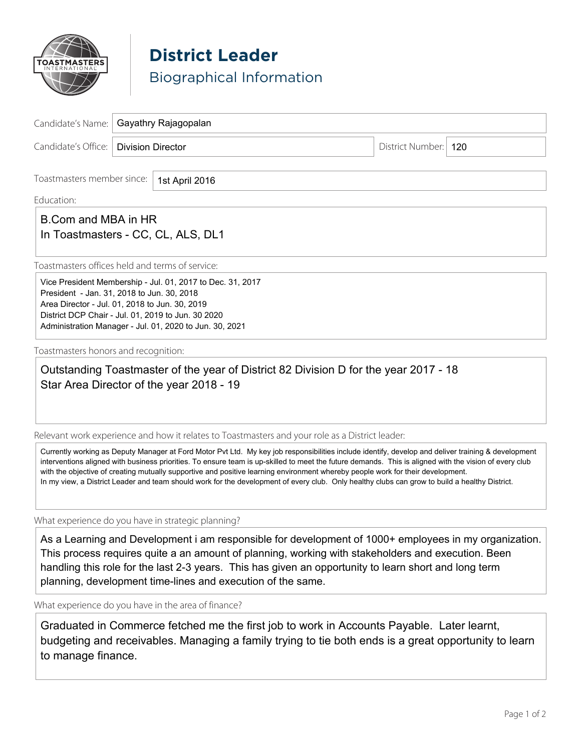# District Leader

## Biographical Information

**Candidate's Name:** Gayathry Rajagopalan

**Candidate's Office:** Division Director

**District Number:** 120

**Toastmasters member since:** 1st April 2016

**Education:**

B.Com and MBA in HR
In Toastmasters - CC, CL, ALS, DL1

**Toastmasters offices held and terms of service:**

Vice President Membership - Jul. 01, 2017 to Dec. 31, 2017
President - Jan. 31, 2018 to Jun. 30, 2018
Area Director - Jul. 01, 2018 to Jun. 30, 2019
District DCP Chair - Jul. 01, 2019 to Jun. 30 2020
Administration Manager - Jul. 01, 2020 to Jun. 30, 2021

**Toastmasters honors and recognition:**

Outstanding Toastmaster of the year of District 82 Division D for the year 2017 - 18
Star Area Director of the year 2018 - 19

**Relevant work experience and how it relates to Toastmasters and your role as a District leader:**

Currently working as Deputy Manager at Ford Motor Pvt Ltd. My key job responsibilities include identify, develop and deliver training & development interventions aligned with business priorities. To ensure team is up-skilled to meet the future demands. This is aligned with the vision of every club with the objective of creating mutually supportive and positive learning environment whereby people work for their development.
In my view, a District Leader and team should work for the development of every club. Only healthy clubs can grow to build a healthy District.

**What experience do you have in strategic planning?**

As a Learning and Development i am responsible for development of 1000+ employees in my organization. This process requires quite a an amount of planning, working with stakeholders and execution. Been handling this role for the last 2-3 years. This has given an opportunity to learn short and long term planning, development time-lines and execution of the same.

**What experience do you have in the area of finance?**

Graduated in Commerce fetched me the first job to work in Accounts Payable. Later learnt, budgeting and receivables. Managing a family trying to tie both ends is a great opportunity to learn to manage finance.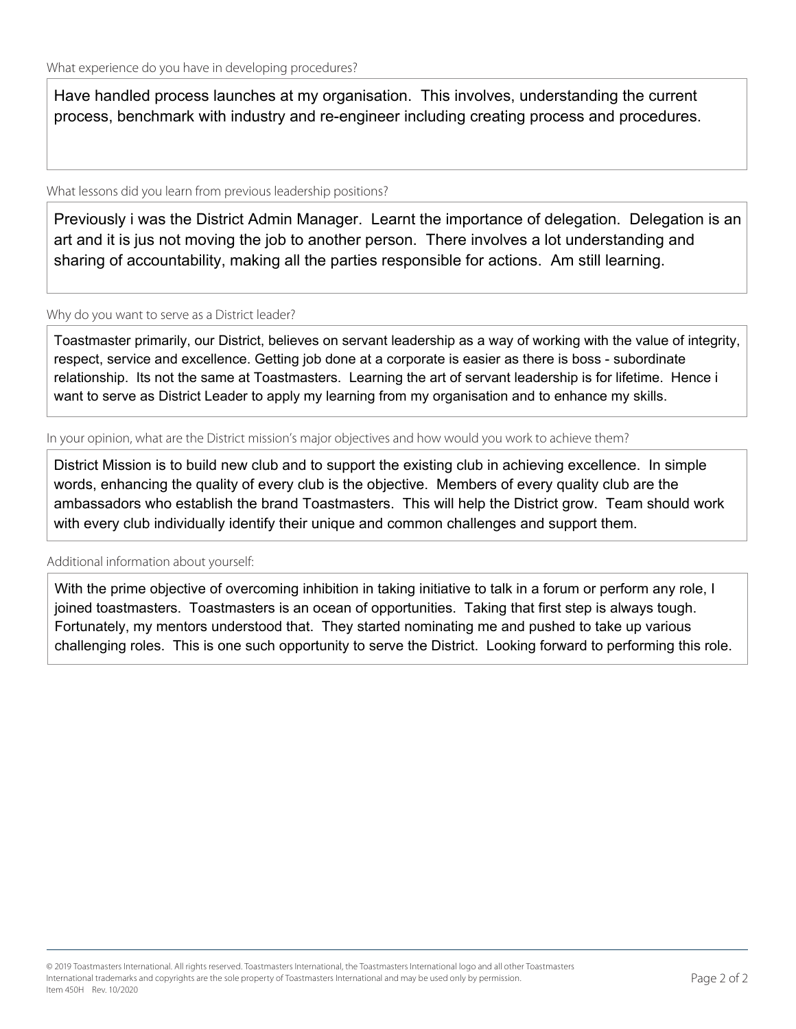What experience do you have in developing procedures?

Have handled process launches at my organisation.  This involves, understanding the current process, benchmark with industry and re-engineer including creating process and procedures.

What lessons did you learn from previous leadership positions?

Previously i was the District Admin Manager.  Learnt the importance of delegation.  Delegation is an art and it is jus not moving the job to another person.  There involves a lot understanding and sharing of accountability, making all the parties responsible for actions.  Am still learning.

Why do you want to serve as a District leader?

Toastmaster primarily, our District, believes on servant leadership as a way of working with the value of integrity, respect, service and excellence. Getting job done at a corporate is easier as there is boss - subordinate relationship.  Its not the same at Toastmasters.  Learning the art of servant leadership is for lifetime.  Hence i want to serve as District Leader to apply my learning from my organisation and to enhance my skills.

In your opinion, what are the District mission's major objectives and how would you work to achieve them?

District Mission is to build new club and to support the existing club in achieving excellence.  In simple words, enhancing the quality of every club is the objective.  Members of every quality club are the ambassadors who establish the brand Toastmasters.  This will help the District grow.  Team should work with every club individually identify their unique and common challenges and support them.

Additional information about yourself:

With the prime objective of overcoming inhibition in taking initiative to talk in a forum or perform any role, I joined toastmasters.  Toastmasters is an ocean of opportunities.  Taking that first step is always tough. Fortunately, my mentors understood that.  They started nominating me and pushed to take up various challenging roles.  This is one such opportunity to serve the District.  Looking forward to performing this role.

© 2019 Toastmasters International. All rights reserved. Toastmasters International, the Toastmasters International logo and all other Toastmasters International trademarks and copyrights are the sole property of Toastmasters International and may be used only by permission.
Item 450H   Rev. 10/2020